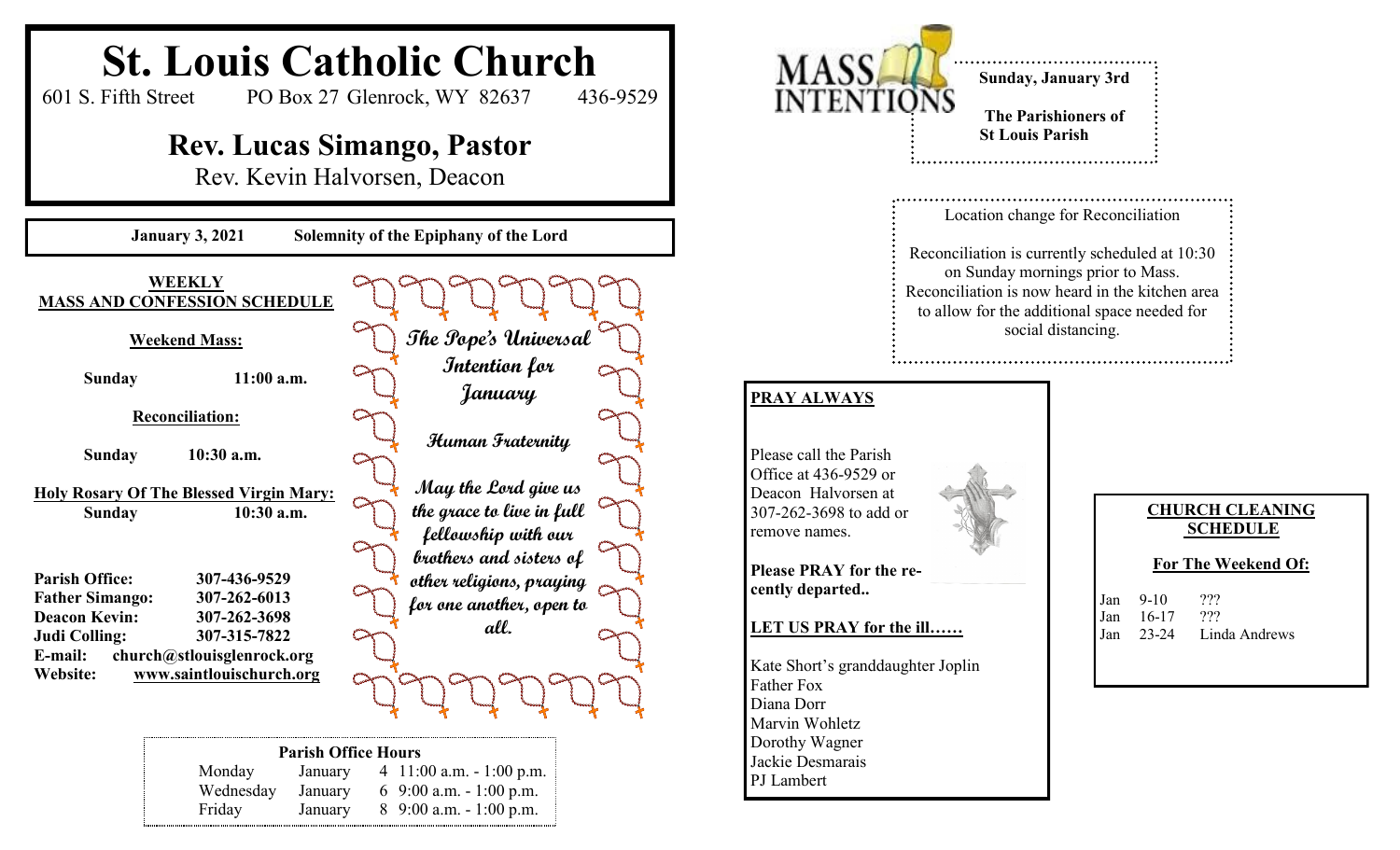# St. Louis Catholic Church

601 S. Fifth Street  PO Box 27 Glenrock, WY 82637  436-9529

## Rev. Lucas Simango, Pastor

Rev. Kevin Halvorsen, Deacon

**January 3, 2021  Solemnity of the Epiphany of the Lord**

### WEEKLY MASS AND CONFESSION SCHEDULE

**Weekend Mass:**

**Sunday  11:00 a.m.**

**Reconciliation:**

**Sunday  10:30 a.m.**

**Holy Rosary Of The Blessed Virgin Mary:**
**Sunday  10:30 a.m.**

**Parish Office:** 307-436-9529
**Father Simango:** 307-262-6013
**Deacon Kevin:** 307-262-3698
**Judi Colling:** 307-315-7822
**E-mail:** church@stlouisglenrock.org
**Website:** www.saintlouischurch.org

***The Pope's Universal Intention for January***

***Human Fraternity***

***May the Lord give us the grace to live in full fellowship with our brothers and sisters of other religions, praying for one another, open to all.***

**Parish Office Hours**

| | | |
|---|---|---|
| Monday | January | 4 11:00 a.m. - 1:00 p.m. |
| Wednesday | January | 6 9:00 a.m. - 1:00 p.m. |
| Friday | January | 8 9:00 a.m. - 1:00 p.m. |

## MASS INTENTIONS

**Sunday, January 3rd**

**The Parishioners of St Louis Parish**

Location change for Reconciliation

Reconciliation is currently scheduled at 10:30 on Sunday mornings prior to Mass. Reconciliation is now heard in the kitchen area to allow for the additional space needed for social distancing.

### PRAY ALWAYS

Please call the Parish Office at 436-9529 or Deacon Halvorsen at 307-262-3698 to add or remove names.

**Please PRAY for the recently departed..**

**LET US PRAY for the ill……**

Kate Short's granddaughter Joplin
Father Fox
Diana Dorr
Marvin Wohletz
Dorothy Wagner
Jackie Desmarais
PJ Lambert

### CHURCH CLEANING SCHEDULE

**For The Weekend Of:**

| | | |
|---|---|---|
| Jan | 9-10 | ??? |
| Jan | 16-17 | ??? |
| Jan | 23-24 | Linda Andrews |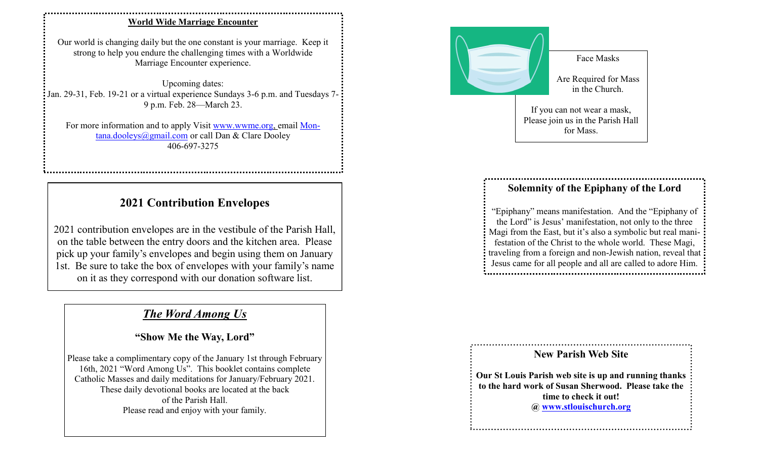## World Wide Marriage Encounter

Our world is changing daily but the one constant is your marriage. Keep it strong to help you endure the challenging times with a Worldwide Marriage Encounter experience.

Upcoming dates:
Jan. 29-31, Feb. 19-21 or a virtual experience Sundays 3-6 p.m. and Tuesdays 7-9 p.m. Feb. 28—March 23.

For more information and to apply Visit www.wwme.org, email Montana.dooleys@gmail.com or call Dan & Clare Dooley
406-697-3275

## 2021 Contribution Envelopes

2021 contribution envelopes are in the vestibule of the Parish Hall, on the table between the entry doors and the kitchen area. Please pick up your family's envelopes and begin using them on January 1st. Be sure to take the box of envelopes with your family's name on it as they correspond with our donation software list.

## *The Word Among Us*

### "Show Me the Way, Lord"

Please take a complimentary copy of the January 1st through February 16th, 2021 "Word Among Us". This booklet contains complete Catholic Masses and daily meditations for January/February 2021. These daily devotional books are located at the back of the Parish Hall.
Please read and enjoy with your family.

Face Masks

Are Required for Mass in the Church.

If you can not wear a mask, Please join us in the Parish Hall for Mass.

## Solemnity of the Epiphany of the Lord

"Epiphany" means manifestation. And the "Epiphany of the Lord" is Jesus' manifestation, not only to the three Magi from the East, but it's also a symbolic but real manifestation of the Christ to the whole world. These Magi, traveling from a foreign and non-Jewish nation, reveal that Jesus came for all people and all are called to adore Him.

## New Parish Web Site

**Our St Louis Parish web site is up and running thanks to the hard work of Susan Sherwood. Please take the time to check it out!**
**@ www.stlouischurch.org**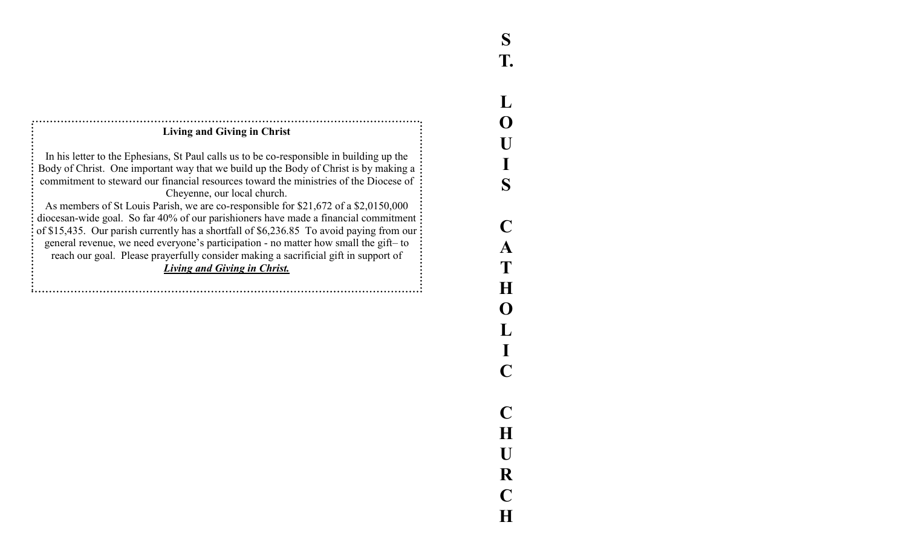**Living and Giving in Christ**

In his letter to the Ephesians, St Paul calls us to be co-responsible in building up the Body of Christ. One important way that we build up the Body of Christ is by making a commitment to steward our financial resources toward the ministries of the Diocese of Cheyenne, our local church.

As members of St Louis Parish, we are co-responsible for $21,672 of a $2,0150,000 diocesan-wide goal. So far 40% of our parishioners have made a financial commitment of $15,435. Our parish currently has a shortfall of $6,236.85 To avoid paying from our general revenue, we need everyone's participation - no matter how small the gift– to reach our goal. Please prayerfully consider making a sacrificial gift in support of ***Living and Giving in Christ.***

**ST. LOUIS CATHOLIC CHURCH**